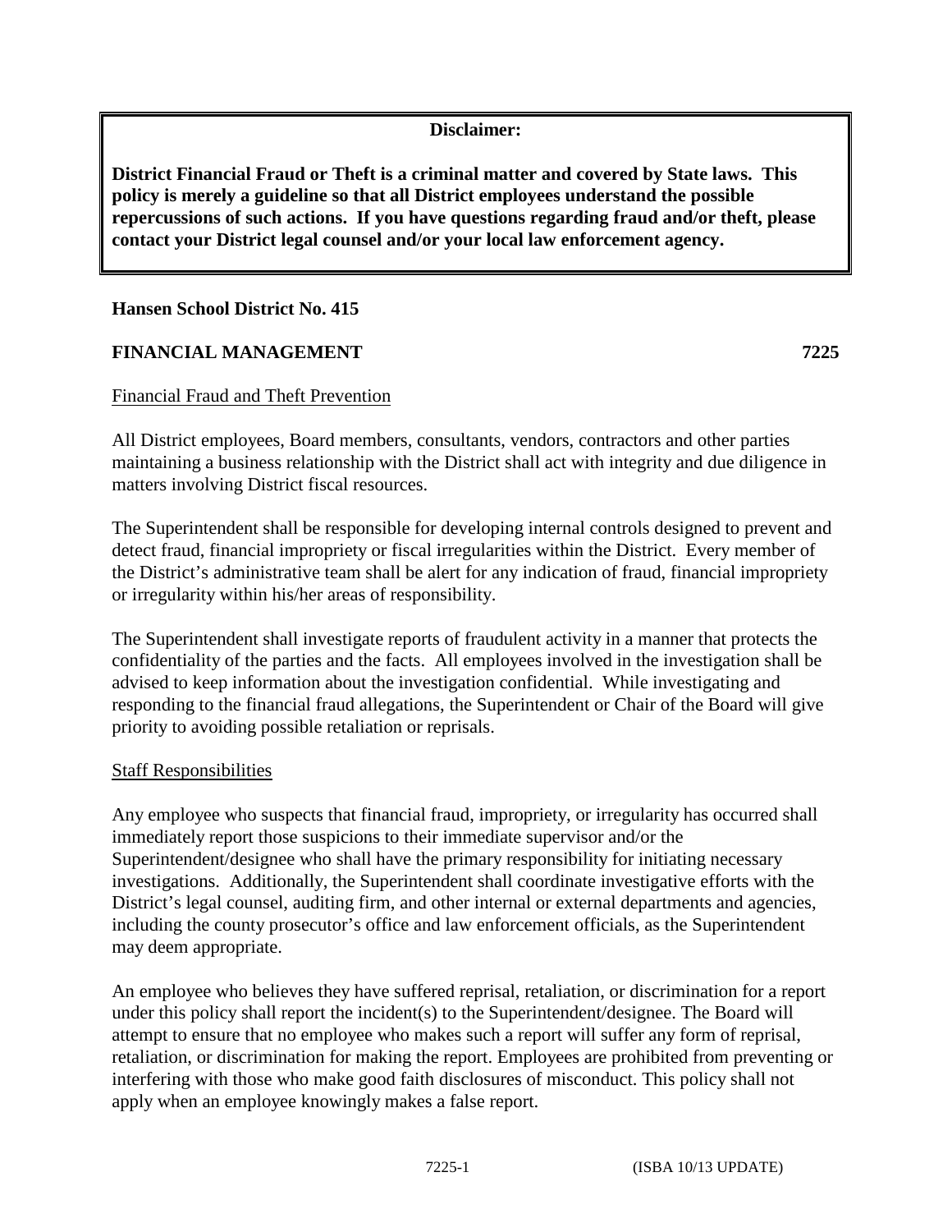**Disclaimer:**

**District Financial Fraud or Theft is a criminal matter and covered by State laws. This policy is merely a guideline so that all District employees understand the possible repercussions of such actions. If you have questions regarding fraud and/or theft, please contact your District legal counsel and/or your local law enforcement agency.**

**Hansen School District No. 415**

**FINANCIAL MANAGEMENT 7225**

Financial Fraud and Theft Prevention

All District employees, Board members, consultants, vendors, contractors and other parties maintaining a business relationship with the District shall act with integrity and due diligence in matters involving District fiscal resources.

The Superintendent shall be responsible for developing internal controls designed to prevent and detect fraud, financial impropriety or fiscal irregularities within the District. Every member of the District's administrative team shall be alert for any indication of fraud, financial impropriety or irregularity within his/her areas of responsibility.

The Superintendent shall investigate reports of fraudulent activity in a manner that protects the confidentiality of the parties and the facts. All employees involved in the investigation shall be advised to keep information about the investigation confidential. While investigating and responding to the financial fraud allegations, the Superintendent or Chair of the Board will give priority to avoiding possible retaliation or reprisals.

Staff Responsibilities

Any employee who suspects that financial fraud, impropriety, or irregularity has occurred shall immediately report those suspicions to their immediate supervisor and/or the Superintendent/designee who shall have the primary responsibility for initiating necessary investigations. Additionally, the Superintendent shall coordinate investigative efforts with the District's legal counsel, auditing firm, and other internal or external departments and agencies, including the county prosecutor's office and law enforcement officials, as the Superintendent may deem appropriate.

An employee who believes they have suffered reprisal, retaliation, or discrimination for a report under this policy shall report the incident(s) to the Superintendent/designee. The Board will attempt to ensure that no employee who makes such a report will suffer any form of reprisal, retaliation, or discrimination for making the report. Employees are prohibited from preventing or interfering with those who make good faith disclosures of misconduct. This policy shall not apply when an employee knowingly makes a false report.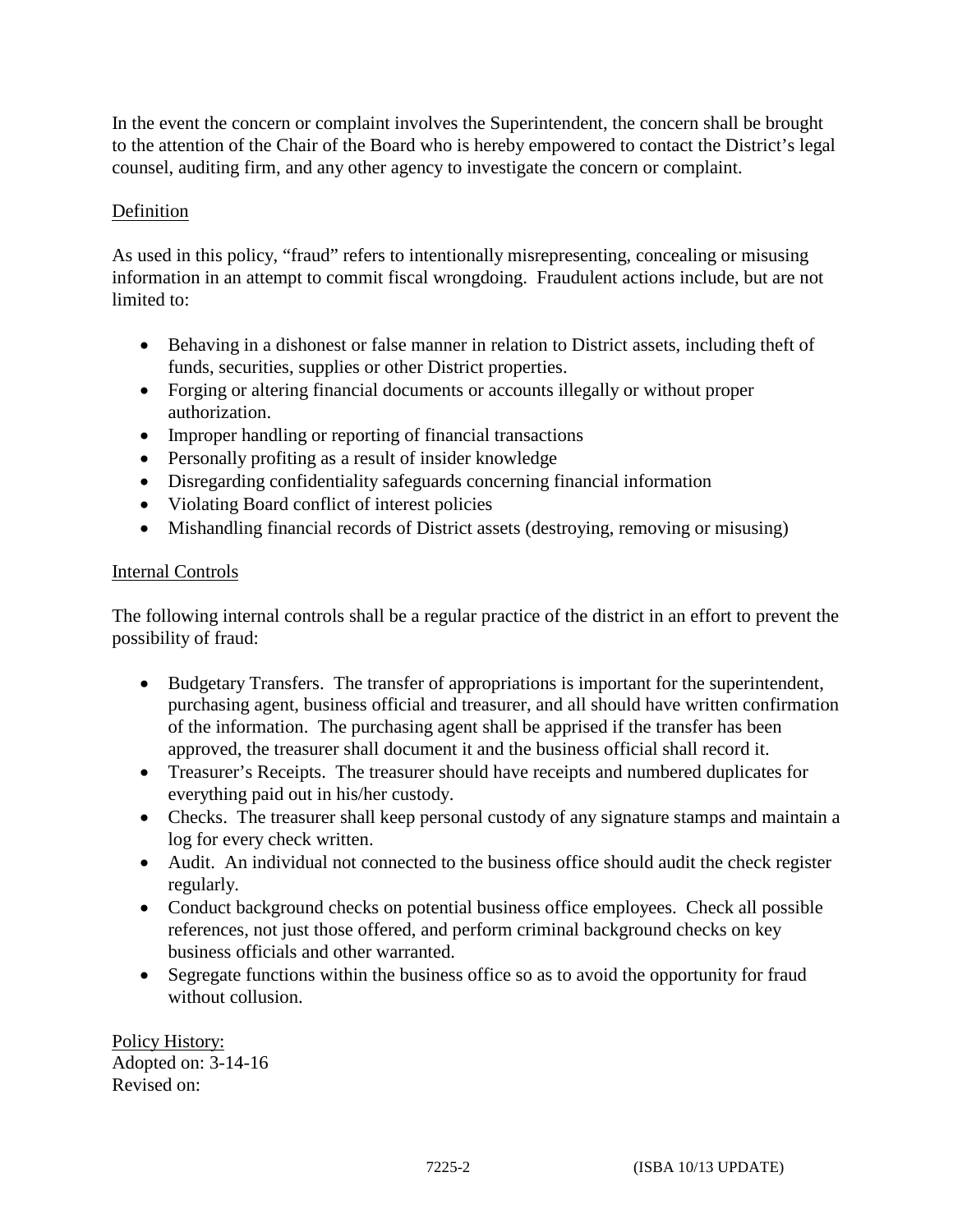In the event the concern or complaint involves the Superintendent, the concern shall be brought to the attention of the Chair of the Board who is hereby empowered to contact the District's legal counsel, auditing firm, and any other agency to investigate the concern or complaint.

## Definition

As used in this policy, "fraud" refers to intentionally misrepresenting, concealing or misusing information in an attempt to commit fiscal wrongdoing. Fraudulent actions include, but are not limited to:

- Behaving in a dishonest or false manner in relation to District assets, including theft of funds, securities, supplies or other District properties.
- Forging or altering financial documents or accounts illegally or without proper authorization.
- Improper handling or reporting of financial transactions
- Personally profiting as a result of insider knowledge
- Disregarding confidentiality safeguards concerning financial information
- Violating Board conflict of interest policies
- Mishandling financial records of District assets (destroying, removing or misusing)

## Internal Controls

The following internal controls shall be a regular practice of the district in an effort to prevent the possibility of fraud:

- Budgetary Transfers. The transfer of appropriations is important for the superintendent, purchasing agent, business official and treasurer, and all should have written confirmation of the information. The purchasing agent shall be apprised if the transfer has been approved, the treasurer shall document it and the business official shall record it.
- Treasurer's Receipts. The treasurer should have receipts and numbered duplicates for everything paid out in his/her custody.
- Checks. The treasurer shall keep personal custody of any signature stamps and maintain a log for every check written.
- Audit. An individual not connected to the business office should audit the check register regularly.
- Conduct background checks on potential business office employees. Check all possible references, not just those offered, and perform criminal background checks on key business officials and other warranted.
- Segregate functions within the business office so as to avoid the opportunity for fraud without collusion.

Policy History:
Adopted on: 3-14-16
Revised on: